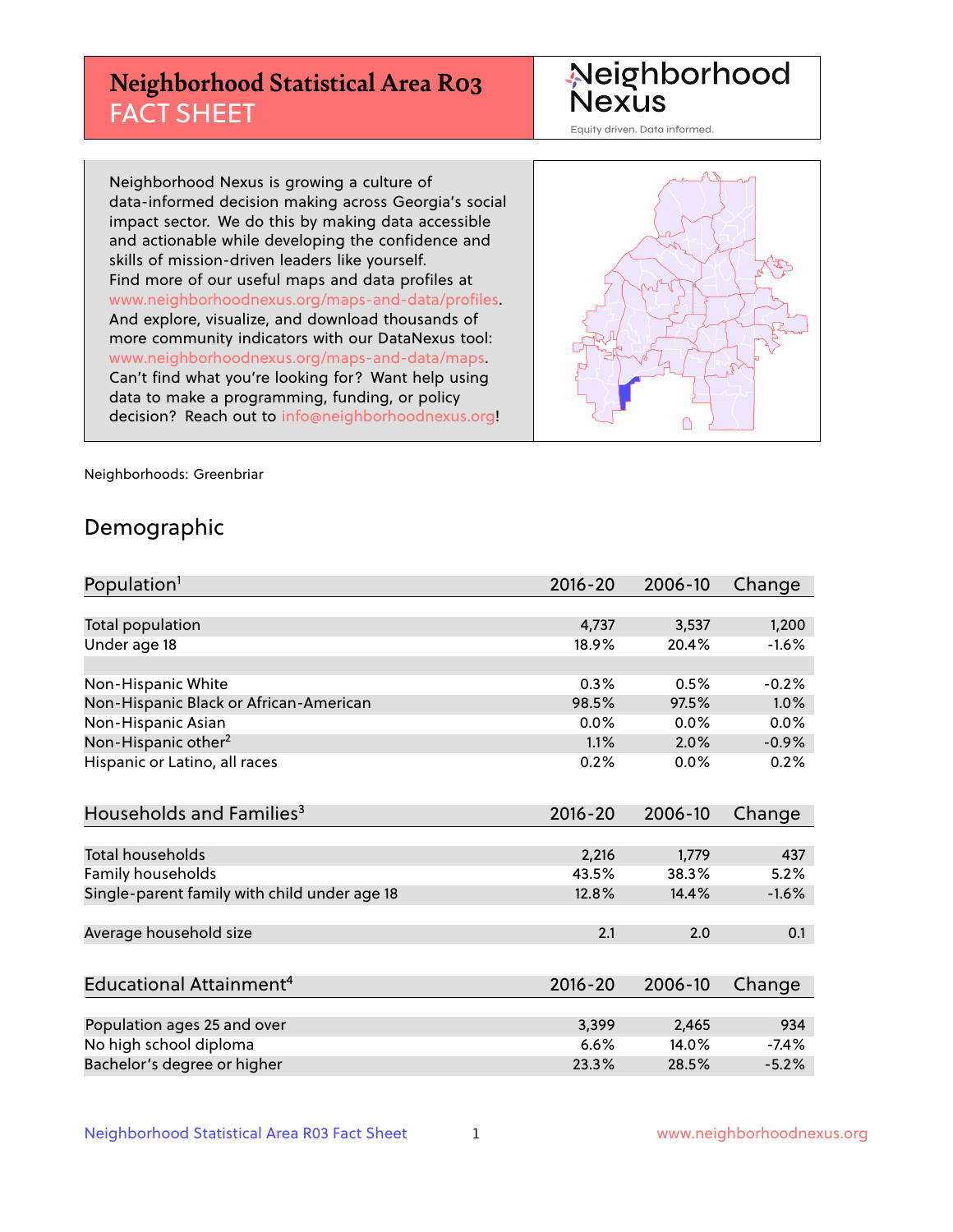# Neighborhood Statistical Area R03 FACT SHEET

Neighborhood Nexus

Equity driven. Data informed.

Neighborhood Nexus is growing a culture of data-informed decision making across Georgia's social impact sector. We do this by making data accessible and actionable while developing the confidence and skills of mission-driven leaders like yourself. Find more of our useful maps and data profiles at www.neighborhoodnexus.org/maps-and-data/profiles. And explore, visualize, and download thousands of more community indicators with our DataNexus tool: www.neighborhoodnexus.org/maps-and-data/maps. Can't find what you're looking for? Want help using data to make a programming, funding, or policy decision? Reach out to info@neighborhoodnexus.org!

Neighborhoods: Greenbriar

## Demographic

| Population[1] | 2016-20 | 2006-10 | Change |
|---|---|---|---|
| Total population | 4,737 | 3,537 | 1,200 |
| Under age 18 | 18.9% | 20.4% | -1.6% |
| | | | |
| Non-Hispanic White | 0.3% | 0.5% | -0.2% |
| Non-Hispanic Black or African-American | 98.5% | 97.5% | 1.0% |
| Non-Hispanic Asian | 0.0% | 0.0% | 0.0% |
| Non-Hispanic other[2] | 1.1% | 2.0% | -0.9% |
| Hispanic or Latino, all races | 0.2% | 0.0% | 0.2% |

| Households and Families[3] | 2016-20 | 2006-10 | Change |
|---|---|---|---|
| Total households | 2,216 | 1,779 | 437 |
| Family households | 43.5% | 38.3% | 5.2% |
| Single-parent family with child under age 18 | 12.8% | 14.4% | -1.6% |
| | | | |
| Average household size | 2.1 | 2.0 | 0.1 |

| Educational Attainment[4] | 2016-20 | 2006-10 | Change |
|---|---|---|---|
| Population ages 25 and over | 3,399 | 2,465 | 934 |
| No high school diploma | 6.6% | 14.0% | -7.4% |
| Bachelor's degree or higher | 23.3% | 28.5% | -5.2% |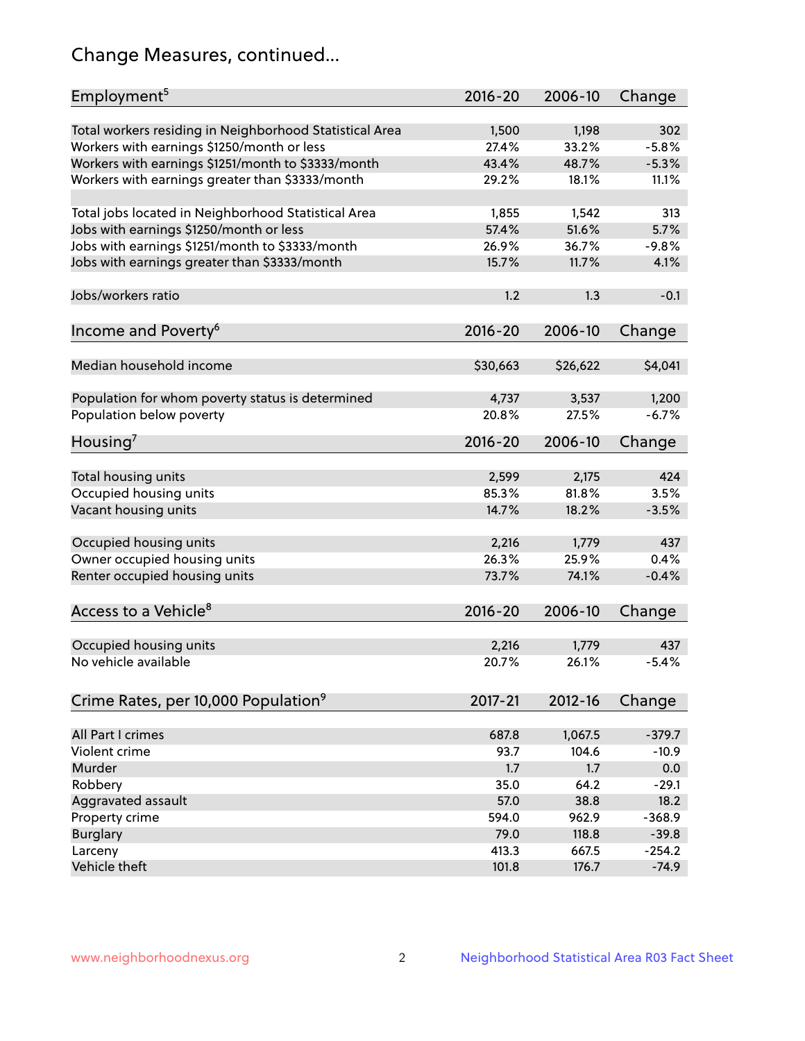# Change Measures, continued...

| Employment[5] | 2016-20 | 2006-10 | Change |
|---|---|---|---|
| Total workers residing in Neighborhood Statistical Area | 1,500 | 1,198 | 302 |
| Workers with earnings $1250/month or less | 27.4% | 33.2% | -5.8% |
| Workers with earnings $1251/month to $3333/month | 43.4% | 48.7% | -5.3% |
| Workers with earnings greater than $3333/month | 29.2% | 18.1% | 11.1% |
| | | | |
| Total jobs located in Neighborhood Statistical Area | 1,855 | 1,542 | 313 |
| Jobs with earnings $1250/month or less | 57.4% | 51.6% | 5.7% |
| Jobs with earnings $1251/month to $3333/month | 26.9% | 36.7% | -9.8% |
| Jobs with earnings greater than $3333/month | 15.7% | 11.7% | 4.1% |
| | | | |
| Jobs/workers ratio | 1.2 | 1.3 | -0.1 |

| Income and Poverty[6] | 2016-20 | 2006-10 | Change |
|---|---|---|---|
| Median household income | $30,663 | $26,622 | $4,041 |
| | | | |
| Population for whom poverty status is determined | 4,737 | 3,537 | 1,200 |
| Population below poverty | 20.8% | 27.5% | -6.7% |

| Housing[7] | 2016-20 | 2006-10 | Change |
|---|---|---|---|
| Total housing units | 2,599 | 2,175 | 424 |
| Occupied housing units | 85.3% | 81.8% | 3.5% |
| Vacant housing units | 14.7% | 18.2% | -3.5% |
| | | | |
| Occupied housing units | 2,216 | 1,779 | 437 |
| Owner occupied housing units | 26.3% | 25.9% | 0.4% |
| Renter occupied housing units | 73.7% | 74.1% | -0.4% |

| Access to a Vehicle[8] | 2016-20 | 2006-10 | Change |
|---|---|---|---|
| Occupied housing units | 2,216 | 1,779 | 437 |
| No vehicle available | 20.7% | 26.1% | -5.4% |

| Crime Rates, per 10,000 Population[9] | 2017-21 | 2012-16 | Change |
|---|---|---|---|
| All Part I crimes | 687.8 | 1,067.5 | -379.7 |
| Violent crime | 93.7 | 104.6 | -10.9 |
| Murder | 1.7 | 1.7 | 0.0 |
| Robbery | 35.0 | 64.2 | -29.1 |
| Aggravated assault | 57.0 | 38.8 | 18.2 |
| Property crime | 594.0 | 962.9 | -368.9 |
| Burglary | 79.0 | 118.8 | -39.8 |
| Larceny | 413.3 | 667.5 | -254.2 |
| Vehicle theft | 101.8 | 176.7 | -74.9 |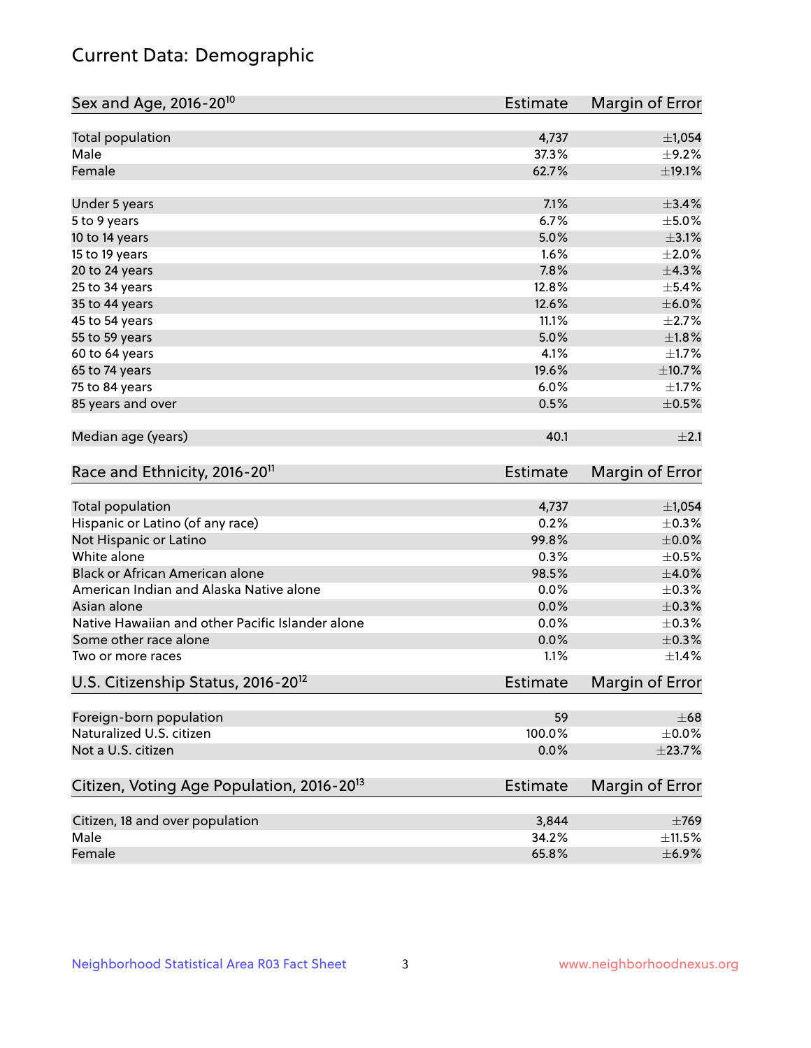# Current Data: Demographic

| Sex and Age, 2016-20[10] | Estimate | Margin of Error |
|---|---|---|
| Total population | 4,737 | ±1,054 |
| Male | 37.3% | ±9.2% |
| Female | 62.7% | ±19.1% |
| Under 5 years | 7.1% | ±3.4% |
| 5 to 9 years | 6.7% | ±5.0% |
| 10 to 14 years | 5.0% | ±3.1% |
| 15 to 19 years | 1.6% | ±2.0% |
| 20 to 24 years | 7.8% | ±4.3% |
| 25 to 34 years | 12.8% | ±5.4% |
| 35 to 44 years | 12.6% | ±6.0% |
| 45 to 54 years | 11.1% | ±2.7% |
| 55 to 59 years | 5.0% | ±1.8% |
| 60 to 64 years | 4.1% | ±1.7% |
| 65 to 74 years | 19.6% | ±10.7% |
| 75 to 84 years | 6.0% | ±1.7% |
| 85 years and over | 0.5% | ±0.5% |
| Median age (years) | 40.1 | ±2.1 |

| Race and Ethnicity, 2016-20[11] | Estimate | Margin of Error |
|---|---|---|
| Total population | 4,737 | ±1,054 |
| Hispanic or Latino (of any race) | 0.2% | ±0.3% |
| Not Hispanic or Latino | 99.8% | ±0.0% |
| White alone | 0.3% | ±0.5% |
| Black or African American alone | 98.5% | ±4.0% |
| American Indian and Alaska Native alone | 0.0% | ±0.3% |
| Asian alone | 0.0% | ±0.3% |
| Native Hawaiian and other Pacific Islander alone | 0.0% | ±0.3% |
| Some other race alone | 0.0% | ±0.3% |
| Two or more races | 1.1% | ±1.4% |

| U.S. Citizenship Status, 2016-20[12] | Estimate | Margin of Error |
|---|---|---|
| Foreign-born population | 59 | ±68 |
| Naturalized U.S. citizen | 100.0% | ±0.0% |
| Not a U.S. citizen | 0.0% | ±23.7% |

| Citizen, Voting Age Population, 2016-20[13] | Estimate | Margin of Error |
|---|---|---|
| Citizen, 18 and over population | 3,844 | ±769 |
| Male | 34.2% | ±11.5% |
| Female | 65.8% | ±6.9% |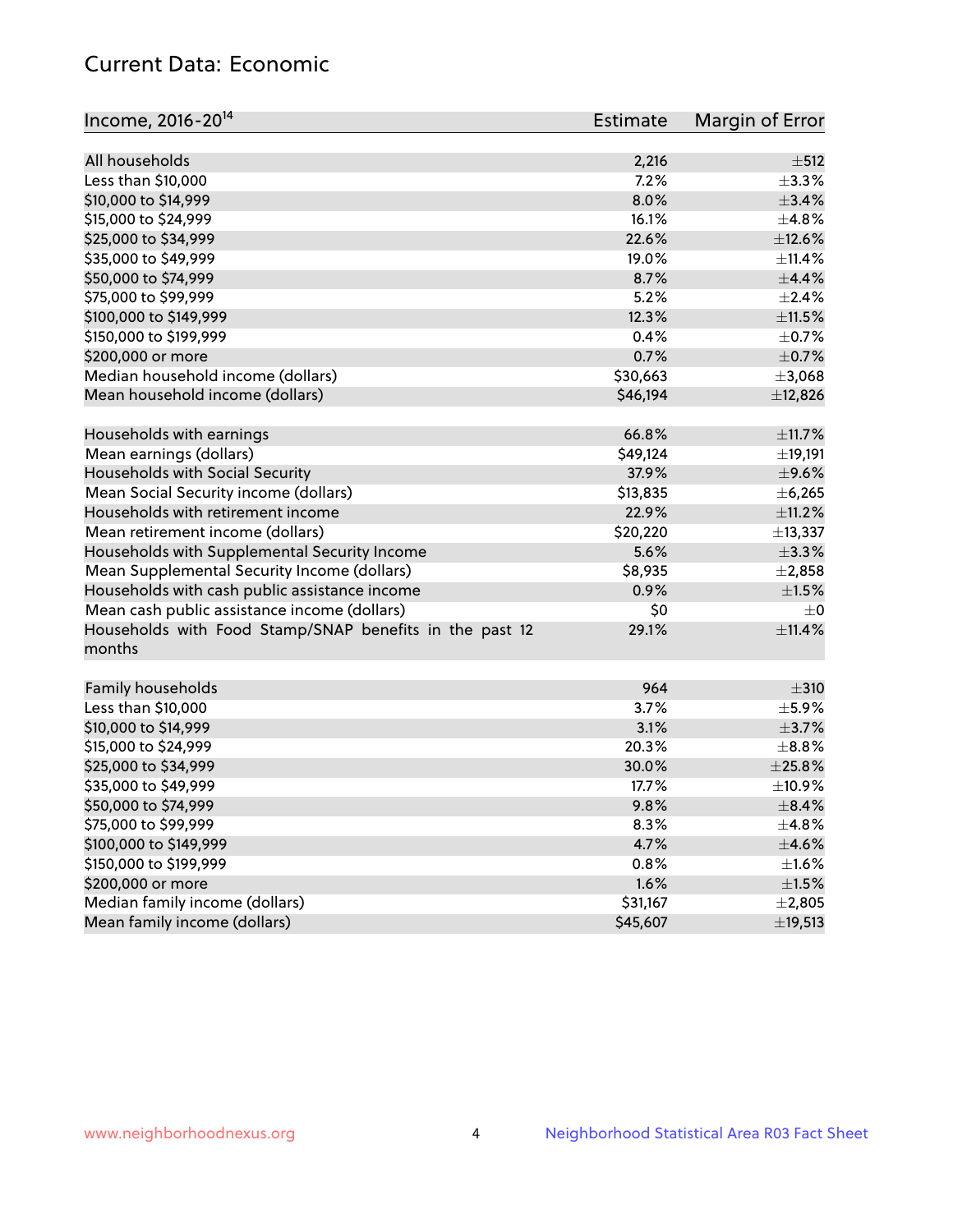# Current Data: Economic

| Income, 2016-20[14] | Estimate | Margin of Error |
|---|---|---|
| All households | 2,216 | ±512 |
| Less than $10,000 | 7.2% | ±3.3% |
| $10,000 to $14,999 | 8.0% | ±3.4% |
| $15,000 to $24,999 | 16.1% | ±4.8% |
| $25,000 to $34,999 | 22.6% | ±12.6% |
| $35,000 to $49,999 | 19.0% | ±11.4% |
| $50,000 to $74,999 | 8.7% | ±4.4% |
| $75,000 to $99,999 | 5.2% | ±2.4% |
| $100,000 to $149,999 | 12.3% | ±11.5% |
| $150,000 to $199,999 | 0.4% | ±0.7% |
| $200,000 or more | 0.7% | ±0.7% |
| Median household income (dollars) | $30,663 | ±3,068 |
| Mean household income (dollars) | $46,194 | ±12,826 |
| | | |
| Households with earnings | 66.8% | ±11.7% |
| Mean earnings (dollars) | $49,124 | ±19,191 |
| Households with Social Security | 37.9% | ±9.6% |
| Mean Social Security income (dollars) | $13,835 | ±6,265 |
| Households with retirement income | 22.9% | ±11.2% |
| Mean retirement income (dollars) | $20,220 | ±13,337 |
| Households with Supplemental Security Income | 5.6% | ±3.3% |
| Mean Supplemental Security Income (dollars) | $8,935 | ±2,858 |
| Households with cash public assistance income | 0.9% | ±1.5% |
| Mean cash public assistance income (dollars) | $0 | ±0 |
| Households with Food Stamp/SNAP benefits in the past 12 months | 29.1% | ±11.4% |
| | | |
| Family households | 964 | ±310 |
| Less than $10,000 | 3.7% | ±5.9% |
| $10,000 to $14,999 | 3.1% | ±3.7% |
| $15,000 to $24,999 | 20.3% | ±8.8% |
| $25,000 to $34,999 | 30.0% | ±25.8% |
| $35,000 to $49,999 | 17.7% | ±10.9% |
| $50,000 to $74,999 | 9.8% | ±8.4% |
| $75,000 to $99,999 | 8.3% | ±4.8% |
| $100,000 to $149,999 | 4.7% | ±4.6% |
| $150,000 to $199,999 | 0.8% | ±1.6% |
| $200,000 or more | 1.6% | ±1.5% |
| Median family income (dollars) | $31,167 | ±2,805 |
| Mean family income (dollars) | $45,607 | ±19,513 |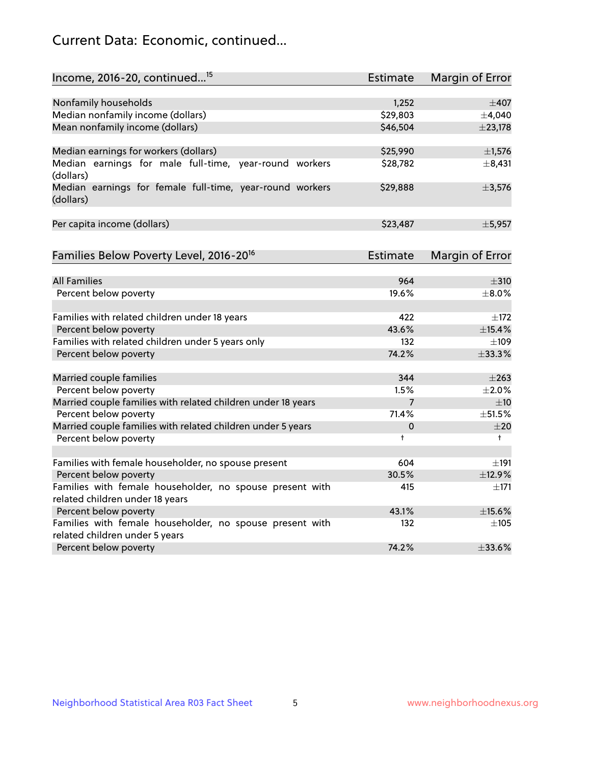## Current Data: Economic, continued...

| Income, 2016-20, continued...[15] | Estimate | Margin of Error |
|---|---|---|
| Nonfamily households | 1,252 | ±407 |
| Median nonfamily income (dollars) | $29,803 | ±4,040 |
| Mean nonfamily income (dollars) | $46,504 | ±23,178 |
| | | |
| Median earnings for workers (dollars) | $25,990 | ±1,576 |
| Median earnings for male full-time, year-round workers (dollars) | $28,782 | ±8,431 |
| Median earnings for female full-time, year-round workers (dollars) | $29,888 | ±3,576 |
| | | |
| Per capita income (dollars) | $23,487 | ±5,957 |

| Families Below Poverty Level, 2016-20[16] | Estimate | Margin of Error |
|---|---|---|
| All Families | 964 | ±310 |
| Percent below poverty | 19.6% | ±8.0% |
| | | |
| Families with related children under 18 years | 422 | ±172 |
| Percent below poverty | 43.6% | ±15.4% |
| Families with related children under 5 years only | 132 | ±109 |
| Percent below poverty | 74.2% | ±33.3% |
| | | |
| Married couple families | 344 | ±263 |
| Percent below poverty | 1.5% | ±2.0% |
| Married couple families with related children under 18 years | 7 | ±10 |
| Percent below poverty | 71.4% | ±51.5% |
| Married couple families with related children under 5 years | 0 | ±20 |
| Percent below poverty | † | † |
| | | |
| Families with female householder, no spouse present | 604 | ±191 |
| Percent below poverty | 30.5% | ±12.9% |
| Families with female householder, no spouse present with related children under 18 years | 415 | ±171 |
| Percent below poverty | 43.1% | ±15.6% |
| Families with female householder, no spouse present with related children under 5 years | 132 | ±105 |
| Percent below poverty | 74.2% | ±33.6% |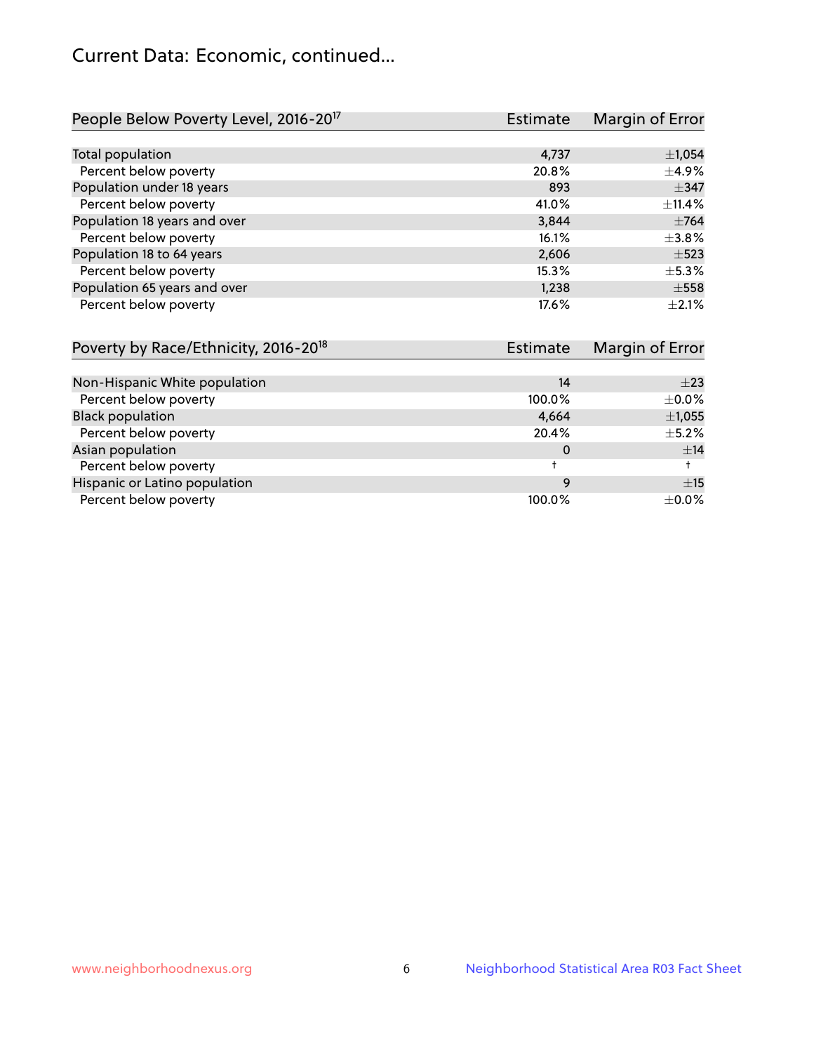# Current Data: Economic, continued...

| People Below Poverty Level, 2016-20[17] | Estimate | Margin of Error |
|---|---|---|
| Total population | 4,737 | ±1,054 |
| Percent below poverty | 20.8% | ±4.9% |
| Population under 18 years | 893 | ±347 |
| Percent below poverty | 41.0% | ±11.4% |
| Population 18 years and over | 3,844 | ±764 |
| Percent below poverty | 16.1% | ±3.8% |
| Population 18 to 64 years | 2,606 | ±523 |
| Percent below poverty | 15.3% | ±5.3% |
| Population 65 years and over | 1,238 | ±558 |
| Percent below poverty | 17.6% | ±2.1% |

| Poverty by Race/Ethnicity, 2016-20[18] | Estimate | Margin of Error |
|---|---|---|
| Non-Hispanic White population | 14 | ±23 |
| Percent below poverty | 100.0% | ±0.0% |
| Black population | 4,664 | ±1,055 |
| Percent below poverty | 20.4% | ±5.2% |
| Asian population | 0 | ±14 |
| Percent below poverty | † | † |
| Hispanic or Latino population | 9 | ±15 |
| Percent below poverty | 100.0% | ±0.0% |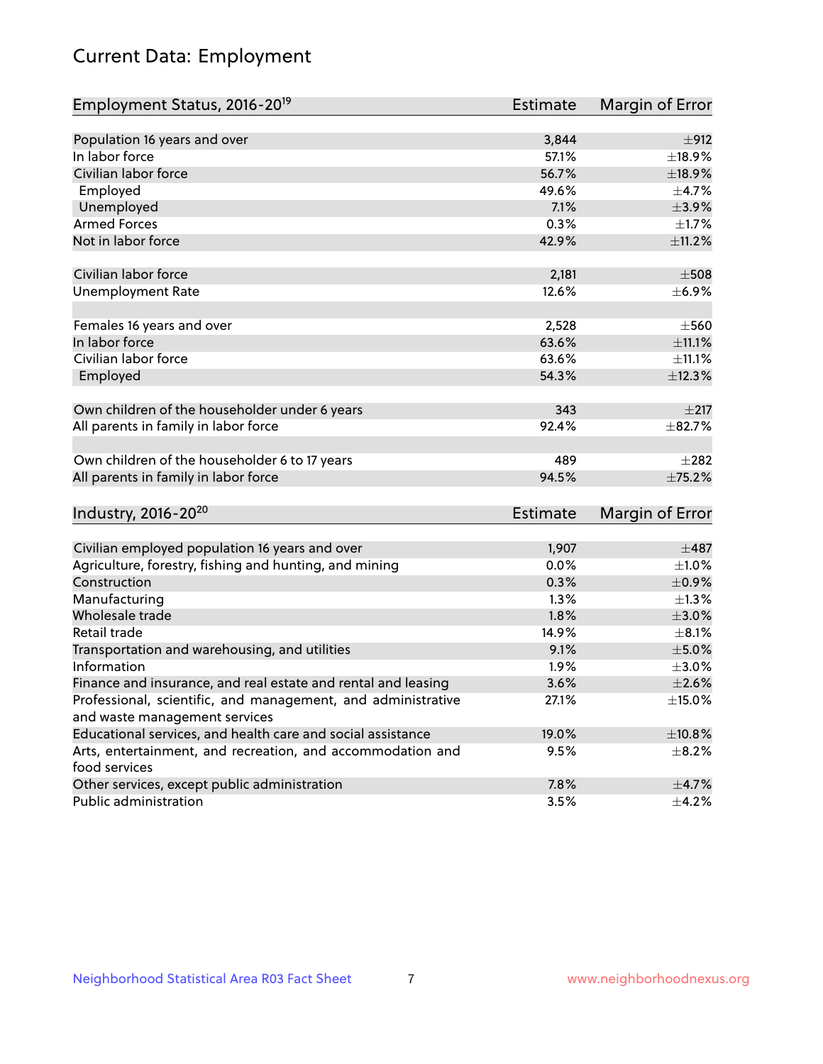# Current Data: Employment

| Employment Status, 2016-20[19] | Estimate | Margin of Error |
|---|---|---|
| Population 16 years and over | 3,844 | ±912 |
| In labor force | 57.1% | ±18.9% |
| Civilian labor force | 56.7% | ±18.9% |
| Employed | 49.6% | ±4.7% |
| Unemployed | 7.1% | ±3.9% |
| Armed Forces | 0.3% | ±1.7% |
| Not in labor force | 42.9% | ±11.2% |
| | | |
| Civilian labor force | 2,181 | ±508 |
| Unemployment Rate | 12.6% | ±6.9% |
| | | |
| Females 16 years and over | 2,528 | ±560 |
| In labor force | 63.6% | ±11.1% |
| Civilian labor force | 63.6% | ±11.1% |
| Employed | 54.3% | ±12.3% |
| | | |
| Own children of the householder under 6 years | 343 | ±217 |
| All parents in family in labor force | 92.4% | ±82.7% |
| | | |
| Own children of the householder 6 to 17 years | 489 | ±282 |
| All parents in family in labor force | 94.5% | ±75.2% |

| Industry, 2016-20[20] | Estimate | Margin of Error |
|---|---|---|
| Civilian employed population 16 years and over | 1,907 | ±487 |
| Agriculture, forestry, fishing and hunting, and mining | 0.0% | ±1.0% |
| Construction | 0.3% | ±0.9% |
| Manufacturing | 1.3% | ±1.3% |
| Wholesale trade | 1.8% | ±3.0% |
| Retail trade | 14.9% | ±8.1% |
| Transportation and warehousing, and utilities | 9.1% | ±5.0% |
| Information | 1.9% | ±3.0% |
| Finance and insurance, and real estate and rental and leasing | 3.6% | ±2.6% |
| Professional, scientific, and management, and administrative and waste management services | 27.1% | ±15.0% |
| Educational services, and health care and social assistance | 19.0% | ±10.8% |
| Arts, entertainment, and recreation, and accommodation and food services | 9.5% | ±8.2% |
| Other services, except public administration | 7.8% | ±4.7% |
| Public administration | 3.5% | ±4.2% |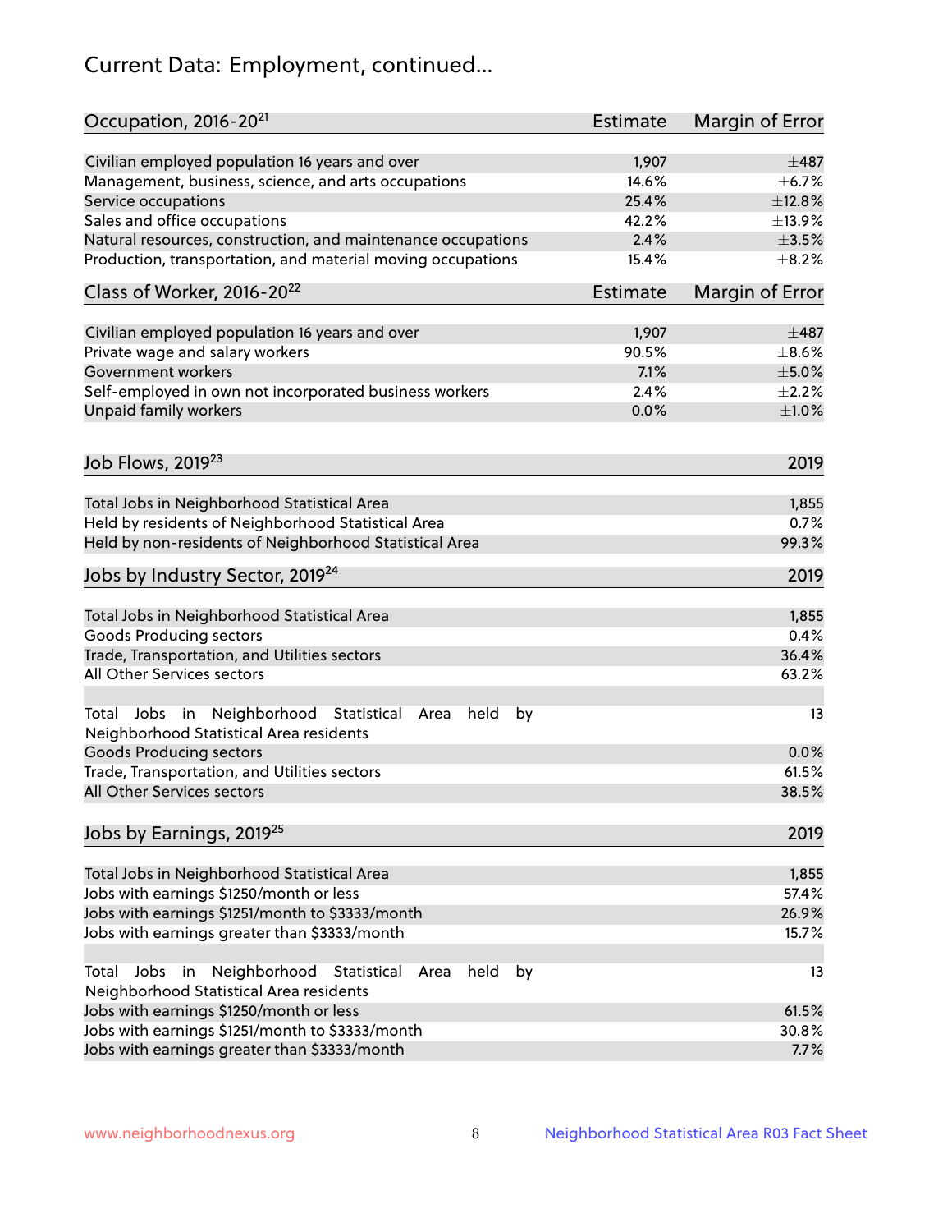# Current Data: Employment, continued...

| Occupation, 2016-20[21] | Estimate | Margin of Error |
|---|---|---|
| Civilian employed population 16 years and over | 1,907 | ±487 |
| Management, business, science, and arts occupations | 14.6% | ±6.7% |
| Service occupations | 25.4% | ±12.8% |
| Sales and office occupations | 42.2% | ±13.9% |
| Natural resources, construction, and maintenance occupations | 2.4% | ±3.5% |
| Production, transportation, and material moving occupations | 15.4% | ±8.2% |

| Class of Worker, 2016-20[22] | Estimate | Margin of Error |
|---|---|---|
| Civilian employed population 16 years and over | 1,907 | ±487 |
| Private wage and salary workers | 90.5% | ±8.6% |
| Government workers | 7.1% | ±5.0% |
| Self-employed in own not incorporated business workers | 2.4% | ±2.2% |
| Unpaid family workers | 0.0% | ±1.0% |

| Job Flows, 2019[23] | 2019 |
|---|---|
| Total Jobs in Neighborhood Statistical Area | 1,855 |
| Held by residents of Neighborhood Statistical Area | 0.7% |
| Held by non-residents of Neighborhood Statistical Area | 99.3% |

| Jobs by Industry Sector, 2019[24] | 2019 |
|---|---|
| Total Jobs in Neighborhood Statistical Area | 1,855 |
| Goods Producing sectors | 0.4% |
| Trade, Transportation, and Utilities sectors | 36.4% |
| All Other Services sectors | 63.2% |
| | |
| Total Jobs in Neighborhood Statistical Area held by Neighborhood Statistical Area residents | 13 |
| Goods Producing sectors | 0.0% |
| Trade, Transportation, and Utilities sectors | 61.5% |
| All Other Services sectors | 38.5% |

| Jobs by Earnings, 2019[25] | 2019 |
|---|---|
| Total Jobs in Neighborhood Statistical Area | 1,855 |
| Jobs with earnings $1250/month or less | 57.4% |
| Jobs with earnings $1251/month to $3333/month | 26.9% |
| Jobs with earnings greater than $3333/month | 15.7% |
| | |
| Total Jobs in Neighborhood Statistical Area held by Neighborhood Statistical Area residents | 13 |
| Jobs with earnings $1250/month or less | 61.5% |
| Jobs with earnings $1251/month to $3333/month | 30.8% |
| Jobs with earnings greater than $3333/month | 7.7% |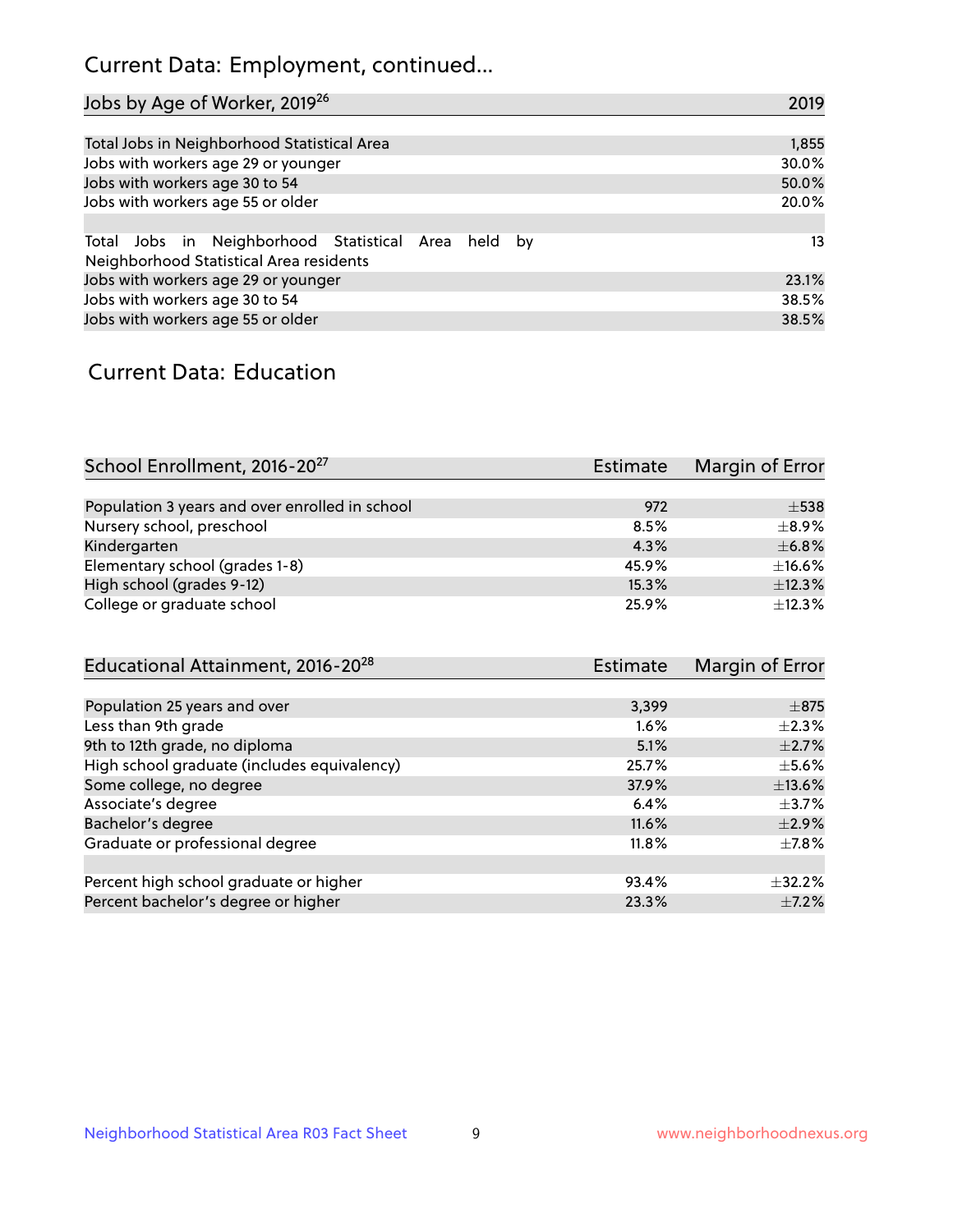## Current Data: Employment, continued...

| Jobs by Age of Worker, 2019[26] | 2019 |
|---|---|
| Total Jobs in Neighborhood Statistical Area | 1,855 |
| Jobs with workers age 29 or younger | 30.0% |
| Jobs with workers age 30 to 54 | 50.0% |
| Jobs with workers age 55 or older | 20.0% |
| | |
| Total Jobs in Neighborhood Statistical Area held by Neighborhood Statistical Area residents | 13 |
| Jobs with workers age 29 or younger | 23.1% |
| Jobs with workers age 30 to 54 | 38.5% |
| Jobs with workers age 55 or older | 38.5% |

## Current Data: Education

| School Enrollment, 2016-20[27] | Estimate | Margin of Error |
|---|---|---|
| Population 3 years and over enrolled in school | 972 | ±538 |
| Nursery school, preschool | 8.5% | ±8.9% |
| Kindergarten | 4.3% | ±6.8% |
| Elementary school (grades 1-8) | 45.9% | ±16.6% |
| High school (grades 9-12) | 15.3% | ±12.3% |
| College or graduate school | 25.9% | ±12.3% |

| Educational Attainment, 2016-20[28] | Estimate | Margin of Error |
|---|---|---|
| Population 25 years and over | 3,399 | ±875 |
| Less than 9th grade | 1.6% | ±2.3% |
| 9th to 12th grade, no diploma | 5.1% | ±2.7% |
| High school graduate (includes equivalency) | 25.7% | ±5.6% |
| Some college, no degree | 37.9% | ±13.6% |
| Associate's degree | 6.4% | ±3.7% |
| Bachelor's degree | 11.6% | ±2.9% |
| Graduate or professional degree | 11.8% | ±7.8% |
| | | |
| Percent high school graduate or higher | 93.4% | ±32.2% |
| Percent bachelor's degree or higher | 23.3% | ±7.2% |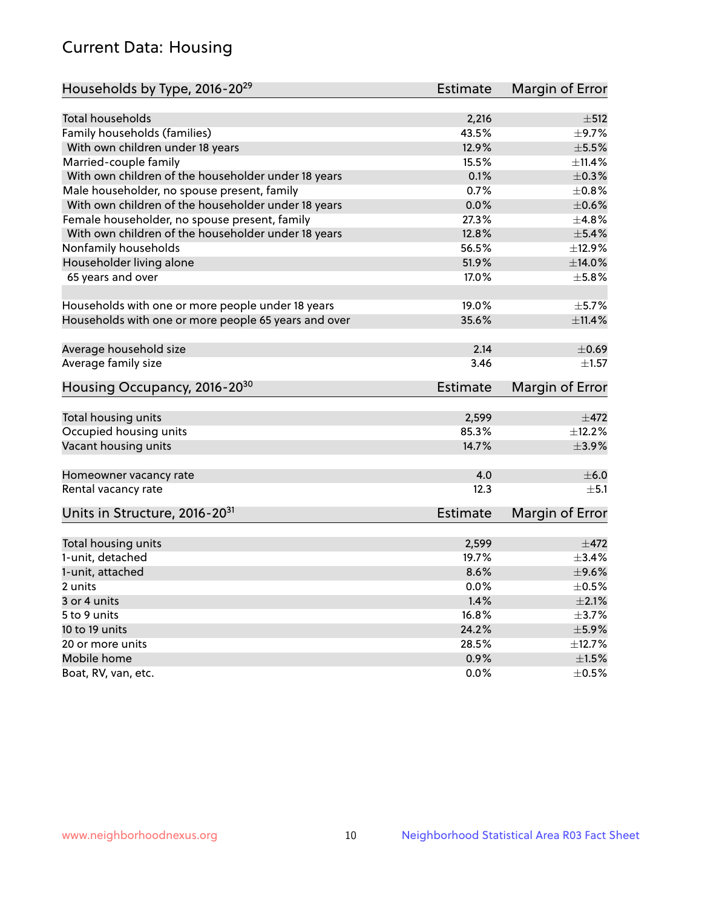# Current Data: Housing

| Households by Type, 2016-20[29] | Estimate | Margin of Error |
|---|---|---|
| Total households | 2,216 | ±512 |
| Family households (families) | 43.5% | ±9.7% |
| With own children under 18 years | 12.9% | ±5.5% |
| Married-couple family | 15.5% | ±11.4% |
| With own children of the householder under 18 years | 0.1% | ±0.3% |
| Male householder, no spouse present, family | 0.7% | ±0.8% |
| With own children of the householder under 18 years | 0.0% | ±0.6% |
| Female householder, no spouse present, family | 27.3% | ±4.8% |
| With own children of the householder under 18 years | 12.8% | ±5.4% |
| Nonfamily households | 56.5% | ±12.9% |
| Householder living alone | 51.9% | ±14.0% |
| 65 years and over | 17.0% | ±5.8% |
| | | |
| Households with one or more people under 18 years | 19.0% | ±5.7% |
| Households with one or more people 65 years and over | 35.6% | ±11.4% |
| | | |
| Average household size | 2.14 | ±0.69 |
| Average family size | 3.46 | ±1.57 |

| Housing Occupancy, 2016-20[30] | Estimate | Margin of Error |
|---|---|---|
| Total housing units | 2,599 | ±472 |
| Occupied housing units | 85.3% | ±12.2% |
| Vacant housing units | 14.7% | ±3.9% |
| | | |
| Homeowner vacancy rate | 4.0 | ±6.0 |
| Rental vacancy rate | 12.3 | ±5.1 |

| Units in Structure, 2016-20[31] | Estimate | Margin of Error |
|---|---|---|
| Total housing units | 2,599 | ±472 |
| 1-unit, detached | 19.7% | ±3.4% |
| 1-unit, attached | 8.6% | ±9.6% |
| 2 units | 0.0% | ±0.5% |
| 3 or 4 units | 1.4% | ±2.1% |
| 5 to 9 units | 16.8% | ±3.7% |
| 10 to 19 units | 24.2% | ±5.9% |
| 20 or more units | 28.5% | ±12.7% |
| Mobile home | 0.9% | ±1.5% |
| Boat, RV, van, etc. | 0.0% | ±0.5% |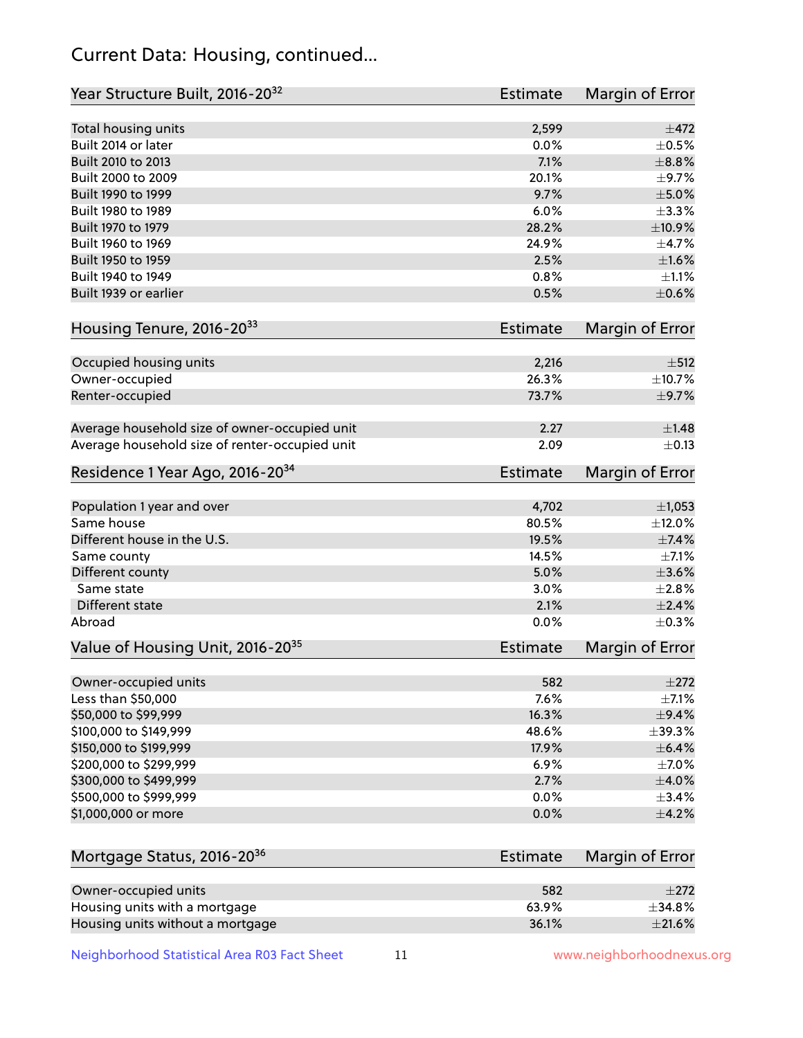## Current Data: Housing, continued...

| Year Structure Built, 2016-20[32] | Estimate | Margin of Error |
|---|---|---|
| Total housing units | 2,599 | ±472 |
| Built 2014 or later | 0.0% | ±0.5% |
| Built 2010 to 2013 | 7.1% | ±8.8% |
| Built 2000 to 2009 | 20.1% | ±9.7% |
| Built 1990 to 1999 | 9.7% | ±5.0% |
| Built 1980 to 1989 | 6.0% | ±3.3% |
| Built 1970 to 1979 | 28.2% | ±10.9% |
| Built 1960 to 1969 | 24.9% | ±4.7% |
| Built 1950 to 1959 | 2.5% | ±1.6% |
| Built 1940 to 1949 | 0.8% | ±1.1% |
| Built 1939 or earlier | 0.5% | ±0.6% |

| Housing Tenure, 2016-20[33] | Estimate | Margin of Error |
|---|---|---|
| Occupied housing units | 2,216 | ±512 |
| Owner-occupied | 26.3% | ±10.7% |
| Renter-occupied | 73.7% | ±9.7% |
| Average household size of owner-occupied unit | 2.27 | ±1.48 |
| Average household size of renter-occupied unit | 2.09 | ±0.13 |

| Residence 1 Year Ago, 2016-20[34] | Estimate | Margin of Error |
|---|---|---|
| Population 1 year and over | 4,702 | ±1,053 |
| Same house | 80.5% | ±12.0% |
| Different house in the U.S. | 19.5% | ±7.4% |
| Same county | 14.5% | ±7.1% |
| Different county | 5.0% | ±3.6% |
| Same state | 3.0% | ±2.8% |
| Different state | 2.1% | ±2.4% |
| Abroad | 0.0% | ±0.3% |

| Value of Housing Unit, 2016-20[35] | Estimate | Margin of Error |
|---|---|---|
| Owner-occupied units | 582 | ±272 |
| Less than $50,000 | 7.6% | ±7.1% |
| $50,000 to $99,999 | 16.3% | ±9.4% |
| $100,000 to $149,999 | 48.6% | ±39.3% |
| $150,000 to $199,999 | 17.9% | ±6.4% |
| $200,000 to $299,999 | 6.9% | ±7.0% |
| $300,000 to $499,999 | 2.7% | ±4.0% |
| $500,000 to $999,999 | 0.0% | ±3.4% |
| $1,000,000 or more | 0.0% | ±4.2% |

| Mortgage Status, 2016-20[36] | Estimate | Margin of Error |
|---|---|---|
| Owner-occupied units | 582 | ±272 |
| Housing units with a mortgage | 63.9% | ±34.8% |
| Housing units without a mortgage | 36.1% | ±21.6% |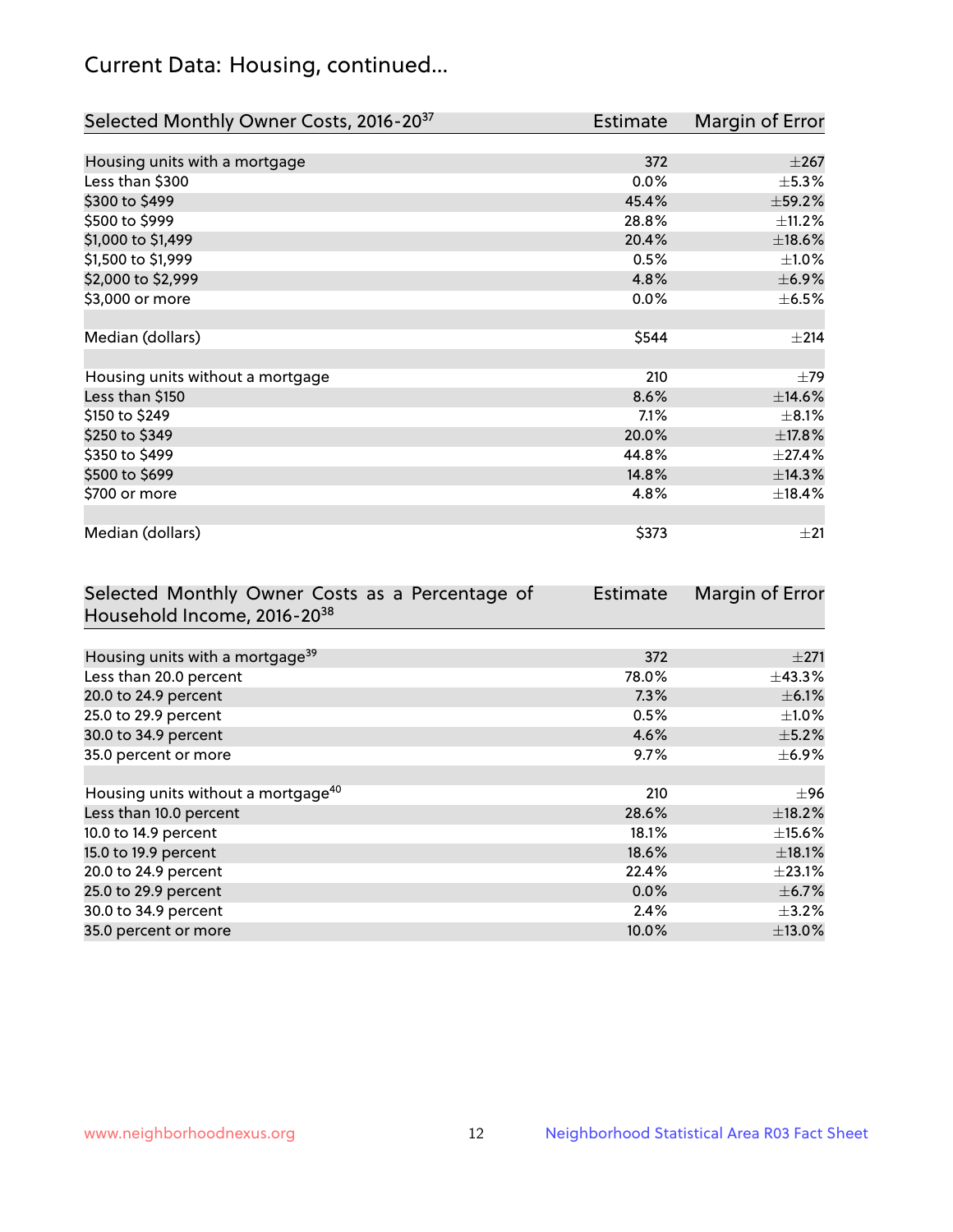## Current Data: Housing, continued...

| Selected Monthly Owner Costs, 2016-20[37] | Estimate | Margin of Error |
|---|---|---|
| Housing units with a mortgage | 372 | ±267 |
| Less than $300 | 0.0% | ±5.3% |
| $300 to $499 | 45.4% | ±59.2% |
| $500 to $999 | 28.8% | ±11.2% |
| $1,000 to $1,499 | 20.4% | ±18.6% |
| $1,500 to $1,999 | 0.5% | ±1.0% |
| $2,000 to $2,999 | 4.8% | ±6.9% |
| $3,000 or more | 0.0% | ±6.5% |
| | | |
| Median (dollars) | $544 | ±214 |
| | | |
| Housing units without a mortgage | 210 | ±79 |
| Less than $150 | 8.6% | ±14.6% |
| $150 to $249 | 7.1% | ±8.1% |
| $250 to $349 | 20.0% | ±17.8% |
| $350 to $499 | 44.8% | ±27.4% |
| $500 to $699 | 14.8% | ±14.3% |
| $700 or more | 4.8% | ±18.4% |
| | | |
| Median (dollars) | $373 | ±21 |

| Selected Monthly Owner Costs as a Percentage of Household Income, 2016-20[38] | Estimate | Margin of Error |
|---|---|---|
| Housing units with a mortgage[39] | 372 | ±271 |
| Less than 20.0 percent | 78.0% | ±43.3% |
| 20.0 to 24.9 percent | 7.3% | ±6.1% |
| 25.0 to 29.9 percent | 0.5% | ±1.0% |
| 30.0 to 34.9 percent | 4.6% | ±5.2% |
| 35.0 percent or more | 9.7% | ±6.9% |
| | | |
| Housing units without a mortgage[40] | 210 | ±96 |
| Less than 10.0 percent | 28.6% | ±18.2% |
| 10.0 to 14.9 percent | 18.1% | ±15.6% |
| 15.0 to 19.9 percent | 18.6% | ±18.1% |
| 20.0 to 24.9 percent | 22.4% | ±23.1% |
| 25.0 to 29.9 percent | 0.0% | ±6.7% |
| 30.0 to 34.9 percent | 2.4% | ±3.2% |
| 35.0 percent or more | 10.0% | ±13.0% |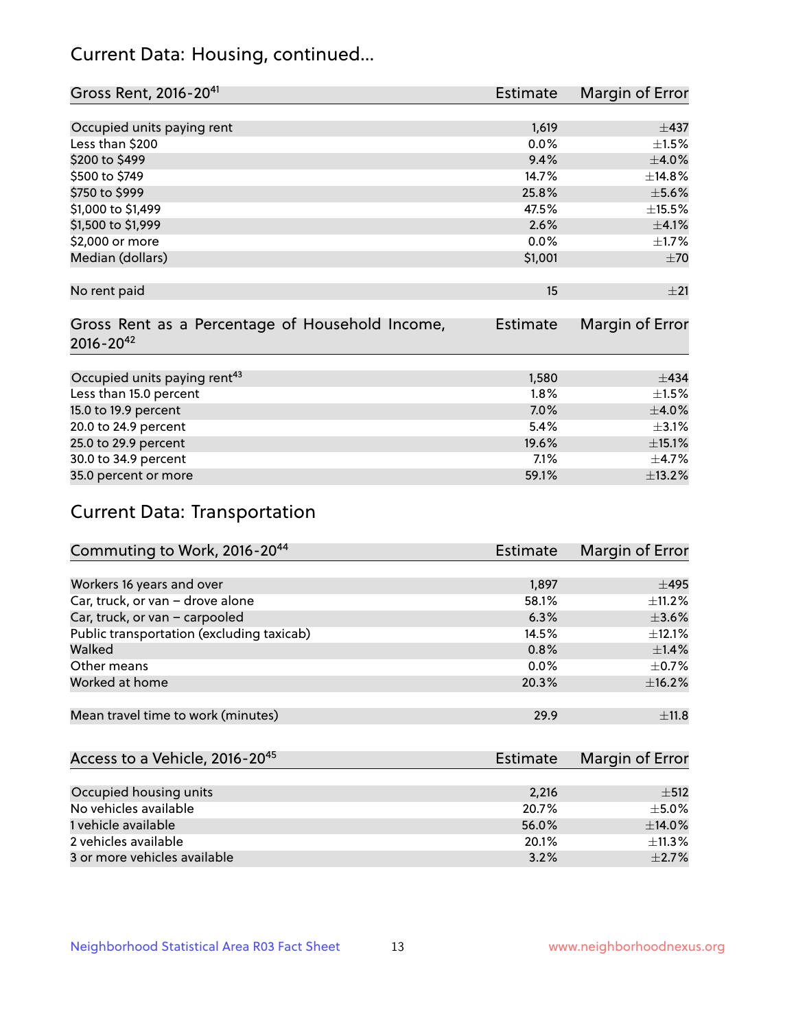## Current Data: Housing, continued...

| Gross Rent, 2016-20[41] | Estimate | Margin of Error |
|---|---|---|
| Occupied units paying rent | 1,619 | ±437 |
| Less than $200 | 0.0% | ±1.5% |
| $200 to $499 | 9.4% | ±4.0% |
| $500 to $749 | 14.7% | ±14.8% |
| $750 to $999 | 25.8% | ±5.6% |
| $1,000 to $1,499 | 47.5% | ±15.5% |
| $1,500 to $1,999 | 2.6% | ±4.1% |
| $2,000 or more | 0.0% | ±1.7% |
| Median (dollars) | $1,001 | ±70 |
| No rent paid | 15 | ±21 |

| Gross Rent as a Percentage of Household Income, 2016-20[42] | Estimate | Margin of Error |
|---|---|---|
| Occupied units paying rent[43] | 1,580 | ±434 |
| Less than 15.0 percent | 1.8% | ±1.5% |
| 15.0 to 19.9 percent | 7.0% | ±4.0% |
| 20.0 to 24.9 percent | 5.4% | ±3.1% |
| 25.0 to 29.9 percent | 19.6% | ±15.1% |
| 30.0 to 34.9 percent | 7.1% | ±4.7% |
| 35.0 percent or more | 59.1% | ±13.2% |

## Current Data: Transportation

| Commuting to Work, 2016-20[44] | Estimate | Margin of Error |
|---|---|---|
| Workers 16 years and over | 1,897 | ±495 |
| Car, truck, or van – drove alone | 58.1% | ±11.2% |
| Car, truck, or van – carpooled | 6.3% | ±3.6% |
| Public transportation (excluding taxicab) | 14.5% | ±12.1% |
| Walked | 0.8% | ±1.4% |
| Other means | 0.0% | ±0.7% |
| Worked at home | 20.3% | ±16.2% |
| Mean travel time to work (minutes) | 29.9 | ±11.8 |

| Access to a Vehicle, 2016-20[45] | Estimate | Margin of Error |
|---|---|---|
| Occupied housing units | 2,216 | ±512 |
| No vehicles available | 20.7% | ±5.0% |
| 1 vehicle available | 56.0% | ±14.0% |
| 2 vehicles available | 20.1% | ±11.3% |
| 3 or more vehicles available | 3.2% | ±2.7% |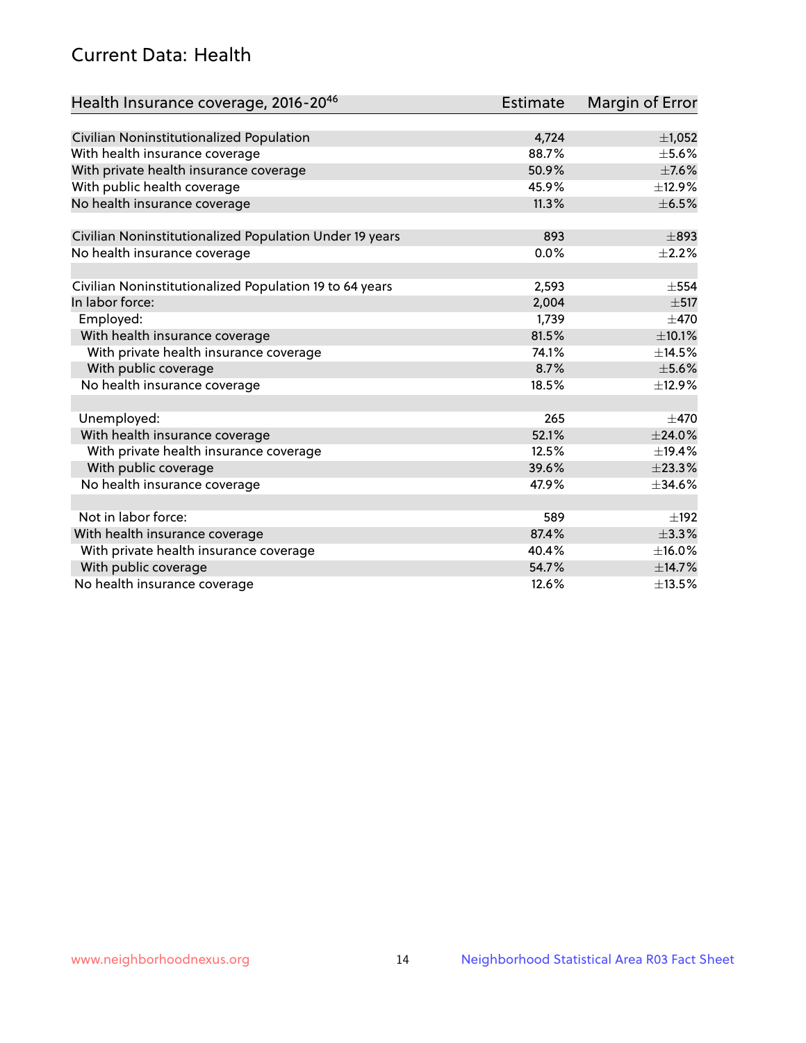## Current Data: Health

| Health Insurance coverage, 2016-20[46] | Estimate | Margin of Error |
|---|---|---|
| Civilian Noninstitutionalized Population | 4,724 | ±1,052 |
| With health insurance coverage | 88.7% | ±5.6% |
| With private health insurance coverage | 50.9% | ±7.6% |
| With public health coverage | 45.9% | ±12.9% |
| No health insurance coverage | 11.3% | ±6.5% |
| | | |
| Civilian Noninstitutionalized Population Under 19 years | 893 | ±893 |
| No health insurance coverage | 0.0% | ±2.2% |
| | | |
| Civilian Noninstitutionalized Population 19 to 64 years | 2,593 | ±554 |
| In labor force: | 2,004 | ±517 |
| Employed: | 1,739 | ±470 |
| With health insurance coverage | 81.5% | ±10.1% |
| With private health insurance coverage | 74.1% | ±14.5% |
| With public coverage | 8.7% | ±5.6% |
| No health insurance coverage | 18.5% | ±12.9% |
| | | |
| Unemployed: | 265 | ±470 |
| With health insurance coverage | 52.1% | ±24.0% |
| With private health insurance coverage | 12.5% | ±19.4% |
| With public coverage | 39.6% | ±23.3% |
| No health insurance coverage | 47.9% | ±34.6% |
| | | |
| Not in labor force: | 589 | ±192 |
| With health insurance coverage | 87.4% | ±3.3% |
| With private health insurance coverage | 40.4% | ±16.0% |
| With public coverage | 54.7% | ±14.7% |
| No health insurance coverage | 12.6% | ±13.5% |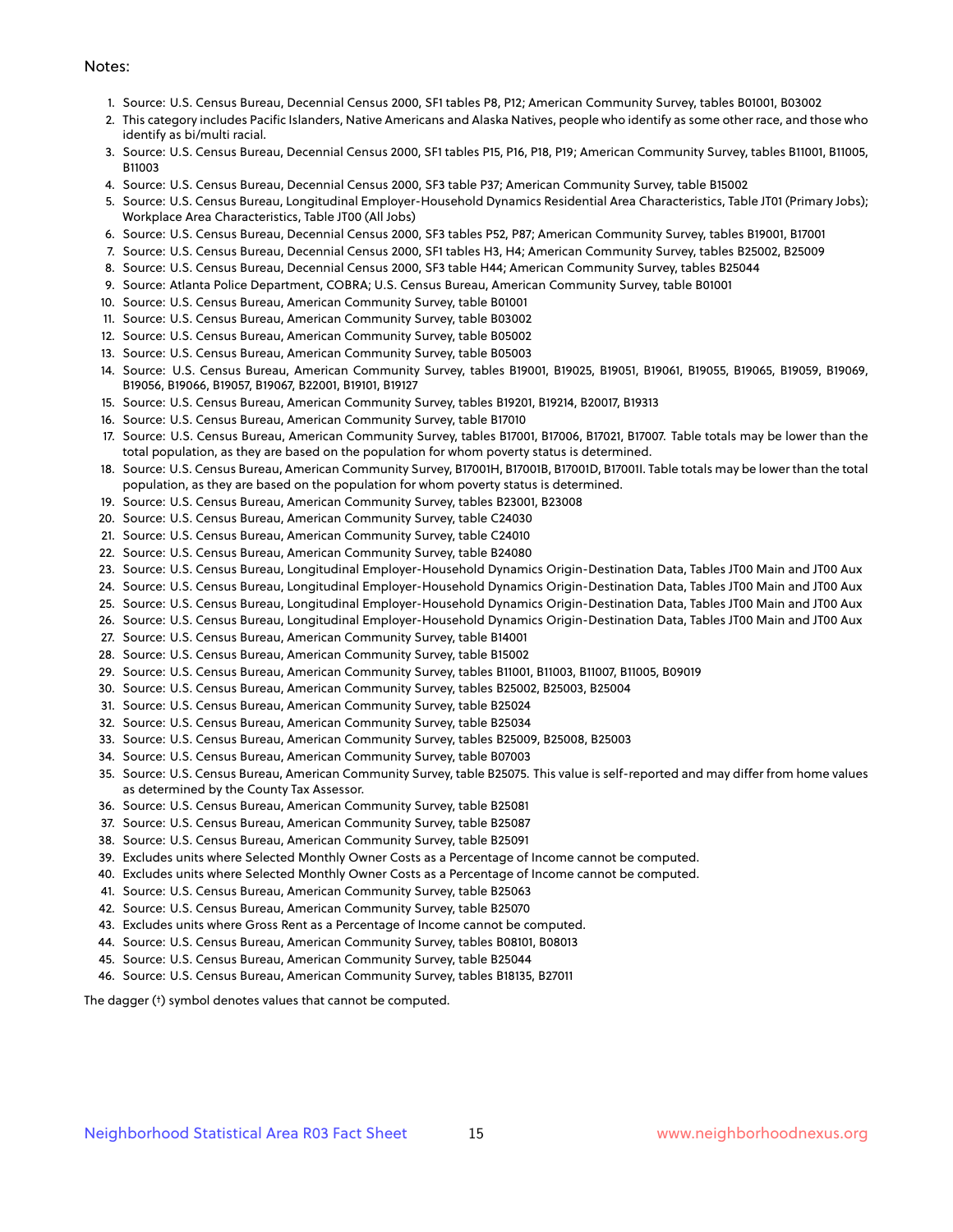Notes:

1. Source: U.S. Census Bureau, Decennial Census 2000, SF1 tables P8, P12; American Community Survey, tables B01001, B03002
2. This category includes Pacific Islanders, Native Americans and Alaska Natives, people who identify as some other race, and those who identify as bi/multi racial.
3. Source: U.S. Census Bureau, Decennial Census 2000, SF1 tables P15, P16, P18, P19; American Community Survey, tables B11001, B11005, B11003
4. Source: U.S. Census Bureau, Decennial Census 2000, SF3 table P37; American Community Survey, table B15002
5. Source: U.S. Census Bureau, Longitudinal Employer-Household Dynamics Residential Area Characteristics, Table JT01 (Primary Jobs); Workplace Area Characteristics, Table JT00 (All Jobs)
6. Source: U.S. Census Bureau, Decennial Census 2000, SF3 tables P52, P87; American Community Survey, tables B19001, B17001
7. Source: U.S. Census Bureau, Decennial Census 2000, SF1 tables H3, H4; American Community Survey, tables B25002, B25009
8. Source: U.S. Census Bureau, Decennial Census 2000, SF3 table H44; American Community Survey, tables B25044
9. Source: Atlanta Police Department, COBRA; U.S. Census Bureau, American Community Survey, table B01001
10. Source: U.S. Census Bureau, American Community Survey, table B01001
11. Source: U.S. Census Bureau, American Community Survey, table B03002
12. Source: U.S. Census Bureau, American Community Survey, table B05002
13. Source: U.S. Census Bureau, American Community Survey, table B05003
14. Source: U.S. Census Bureau, American Community Survey, tables B19001, B19025, B19051, B19061, B19055, B19065, B19059, B19069, B19056, B19066, B19057, B19067, B22001, B19101, B19127
15. Source: U.S. Census Bureau, American Community Survey, tables B19201, B19214, B20017, B19313
16. Source: U.S. Census Bureau, American Community Survey, table B17010
17. Source: U.S. Census Bureau, American Community Survey, tables B17001, B17006, B17021, B17007. Table totals may be lower than the total population, as they are based on the population for whom poverty status is determined.
18. Source: U.S. Census Bureau, American Community Survey, B17001H, B17001B, B17001D, B17001I. Table totals may be lower than the total population, as they are based on the population for whom poverty status is determined.
19. Source: U.S. Census Bureau, American Community Survey, tables B23001, B23008
20. Source: U.S. Census Bureau, American Community Survey, table C24030
21. Source: U.S. Census Bureau, American Community Survey, table C24010
22. Source: U.S. Census Bureau, American Community Survey, table B24080
23. Source: U.S. Census Bureau, Longitudinal Employer-Household Dynamics Origin-Destination Data, Tables JT00 Main and JT00 Aux
24. Source: U.S. Census Bureau, Longitudinal Employer-Household Dynamics Origin-Destination Data, Tables JT00 Main and JT00 Aux
25. Source: U.S. Census Bureau, Longitudinal Employer-Household Dynamics Origin-Destination Data, Tables JT00 Main and JT00 Aux
26. Source: U.S. Census Bureau, Longitudinal Employer-Household Dynamics Origin-Destination Data, Tables JT00 Main and JT00 Aux
27. Source: U.S. Census Bureau, American Community Survey, table B14001
28. Source: U.S. Census Bureau, American Community Survey, table B15002
29. Source: U.S. Census Bureau, American Community Survey, tables B11001, B11003, B11007, B11005, B09019
30. Source: U.S. Census Bureau, American Community Survey, tables B25002, B25003, B25004
31. Source: U.S. Census Bureau, American Community Survey, table B25024
32. Source: U.S. Census Bureau, American Community Survey, table B25034
33. Source: U.S. Census Bureau, American Community Survey, tables B25009, B25008, B25003
34. Source: U.S. Census Bureau, American Community Survey, table B07003
35. Source: U.S. Census Bureau, American Community Survey, table B25075. This value is self-reported and may differ from home values as determined by the County Tax Assessor.
36. Source: U.S. Census Bureau, American Community Survey, table B25081
37. Source: U.S. Census Bureau, American Community Survey, table B25087
38. Source: U.S. Census Bureau, American Community Survey, table B25091
39. Excludes units where Selected Monthly Owner Costs as a Percentage of Income cannot be computed.
40. Excludes units where Selected Monthly Owner Costs as a Percentage of Income cannot be computed.
41. Source: U.S. Census Bureau, American Community Survey, table B25063
42. Source: U.S. Census Bureau, American Community Survey, table B25070
43. Excludes units where Gross Rent as a Percentage of Income cannot be computed.
44. Source: U.S. Census Bureau, American Community Survey, tables B08101, B08013
45. Source: U.S. Census Bureau, American Community Survey, table B25044
46. Source: U.S. Census Bureau, American Community Survey, tables B18135, B27011

The dagger (†) symbol denotes values that cannot be computed.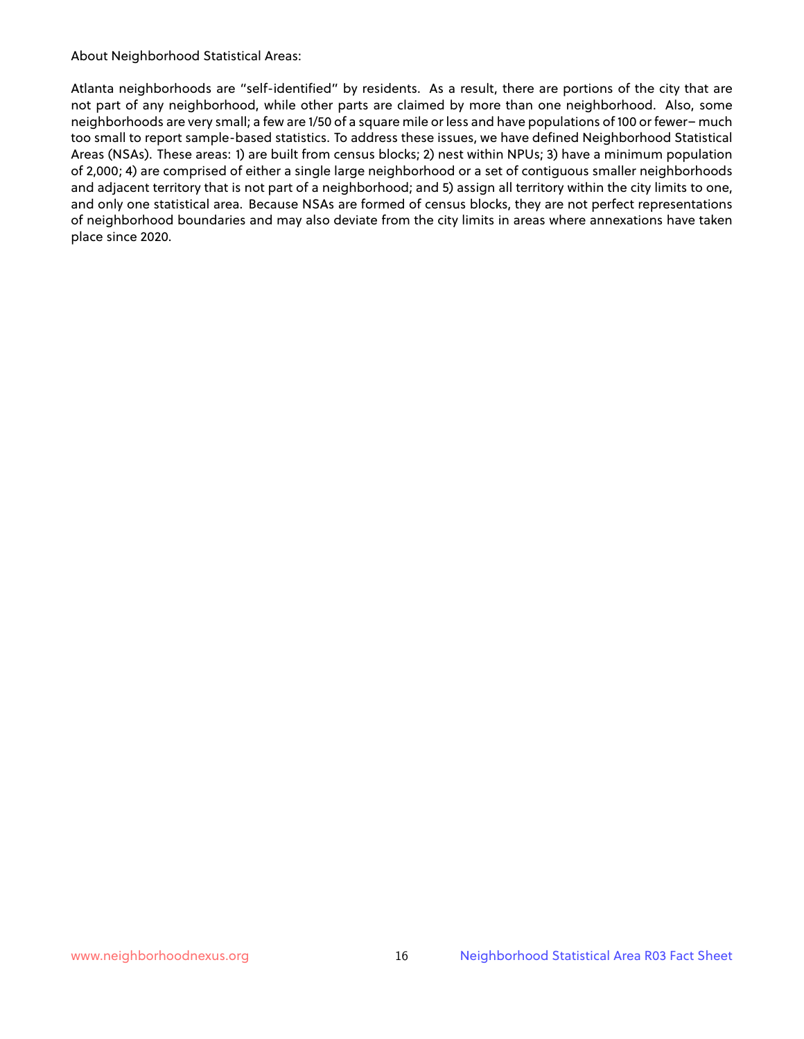About Neighborhood Statistical Areas:

Atlanta neighborhoods are "self-identified" by residents. As a result, there are portions of the city that are not part of any neighborhood, while other parts are claimed by more than one neighborhood. Also, some neighborhoods are very small; a few are 1/50 of a square mile or less and have populations of 100 or fewer– much too small to report sample-based statistics. To address these issues, we have defined Neighborhood Statistical Areas (NSAs). These areas: 1) are built from census blocks; 2) nest within NPUs; 3) have a minimum population of 2,000; 4) are comprised of either a single large neighborhood or a set of contiguous smaller neighborhoods and adjacent territory that is not part of a neighborhood; and 5) assign all territory within the city limits to one, and only one statistical area. Because NSAs are formed of census blocks, they are not perfect representations of neighborhood boundaries and may also deviate from the city limits in areas where annexations have taken place since 2020.